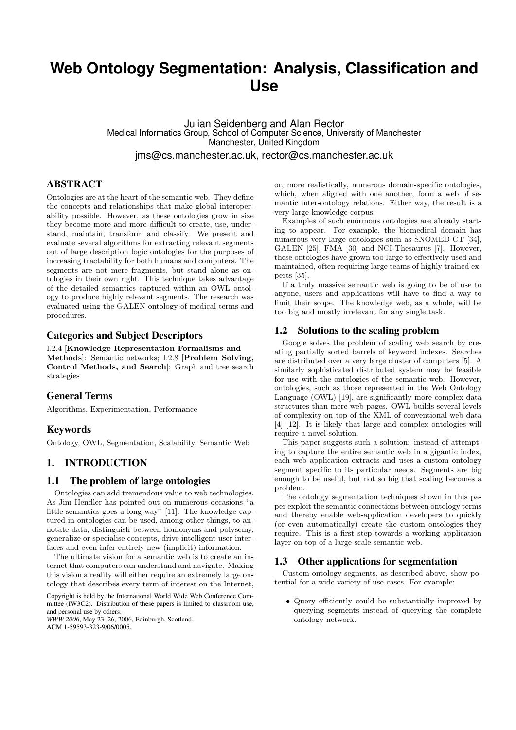# Web Ontology Segmentation: Analysis, Classification and Use

Julian Seidenberg and Alan Rector
Medical Informatics Group, School of Computer Science, University of Manchester
Manchester, United Kingdom

jms@cs.manchester.ac.uk, rector@cs.manchester.ac.uk

## ABSTRACT

Ontologies are at the heart of the semantic web. They define the concepts and relationships that make global interoperability possible. However, as these ontologies grow in size they become more and more difficult to create, use, understand, maintain, transform and classify. We present and evaluate several algorithms for extracting relevant segments out of large description logic ontologies for the purposes of increasing tractability for both humans and computers. The segments are not mere fragments, but stand alone as ontologies in their own right. This technique takes advantage of the detailed semantics captured within an OWL ontology to produce highly relevant segments. The research was evaluated using the GALEN ontology of medical terms and procedures.

## Categories and Subject Descriptors

I.2.4 [**Knowledge Representation Formalisms and Methods**]: Semantic networks; I.2.8 [**Problem Solving, Control Methods, and Search**]: Graph and tree search strategies

## General Terms

Algorithms, Experimentation, Performance

## Keywords

Ontology, OWL, Segmentation, Scalability, Semantic Web

## 1. INTRODUCTION

### 1.1 The problem of large ontologies

Ontologies can add tremendous value to web technologies. As Jim Hendler has pointed out on numerous occasions "a little semantics goes a long way" [11]. The knowledge captured in ontologies can be used, among other things, to annotate data, distinguish between homonyms and polysemy, generalize or specialise concepts, drive intelligent user interfaces and even infer entirely new (implicit) information.

The ultimate vision for a semantic web is to create an internet that computers can understand and navigate. Making this vision a reality will either require an extremely large ontology that describes every term of interest on the Internet, or, more realistically, numerous domain-specific ontologies, which, when aligned with one another, form a web of semantic inter-ontology relations. Either way, the result is a very large knowledge corpus.

Examples of such enormous ontologies are already starting to appear. For example, the biomedical domain has numerous very large ontologies such as SNOMED-CT [34], GALEN [25], FMA [30] and NCI-Thesaurus [7]. However, these ontologies have grown too large to effectively used and maintained, often requiring large teams of highly trained experts [35].

If a truly massive semantic web is going to be of use to anyone, users and applications will have to find a way to limit their scope. The knowledge web, as a whole, will be too big and mostly irrelevant for any single task.

### 1.2 Solutions to the scaling problem

Google solves the problem of scaling web search by creating partially sorted barrels of keyword indexes. Searches are distributed over a very large cluster of computers [5]. A similarly sophisticated distributed system may be feasible for use with the ontologies of the semantic web. However, ontologies, such as those represented in the Web Ontology Language (OWL) [19], are significantly more complex data structures than mere web pages. OWL builds several levels of complexity on top of the XML of conventional web data [4] [12]. It is likely that large and complex ontologies will require a novel solution.

This paper suggests such a solution: instead of attempting to capture the entire semantic web in a gigantic index, each web application extracts and uses a custom ontology segment specific to its particular needs. Segments are big enough to be useful, but not so big that scaling becomes a problem.

The ontology segmentation techniques shown in this paper exploit the semantic connections between ontology terms and thereby enable web-application developers to quickly (or even automatically) create the custom ontologies they require. This is a first step towards a working application layer on top of a large-scale semantic web.

### 1.3 Other applications for segmentation

Custom ontology segments, as described above, show potential for a wide variety of use cases. For example:

- Query efficiently could be substantially improved by querying segments instead of querying the complete ontology network.

Copyright is held by the International World Wide Web Conference Committee (IW3C2). Distribution of these papers is limited to classroom use, and personal use by others.
*WWW 2006*, May 23–26, 2006, Edinburgh, Scotland.
ACM 1-59593-323-9/06/0005.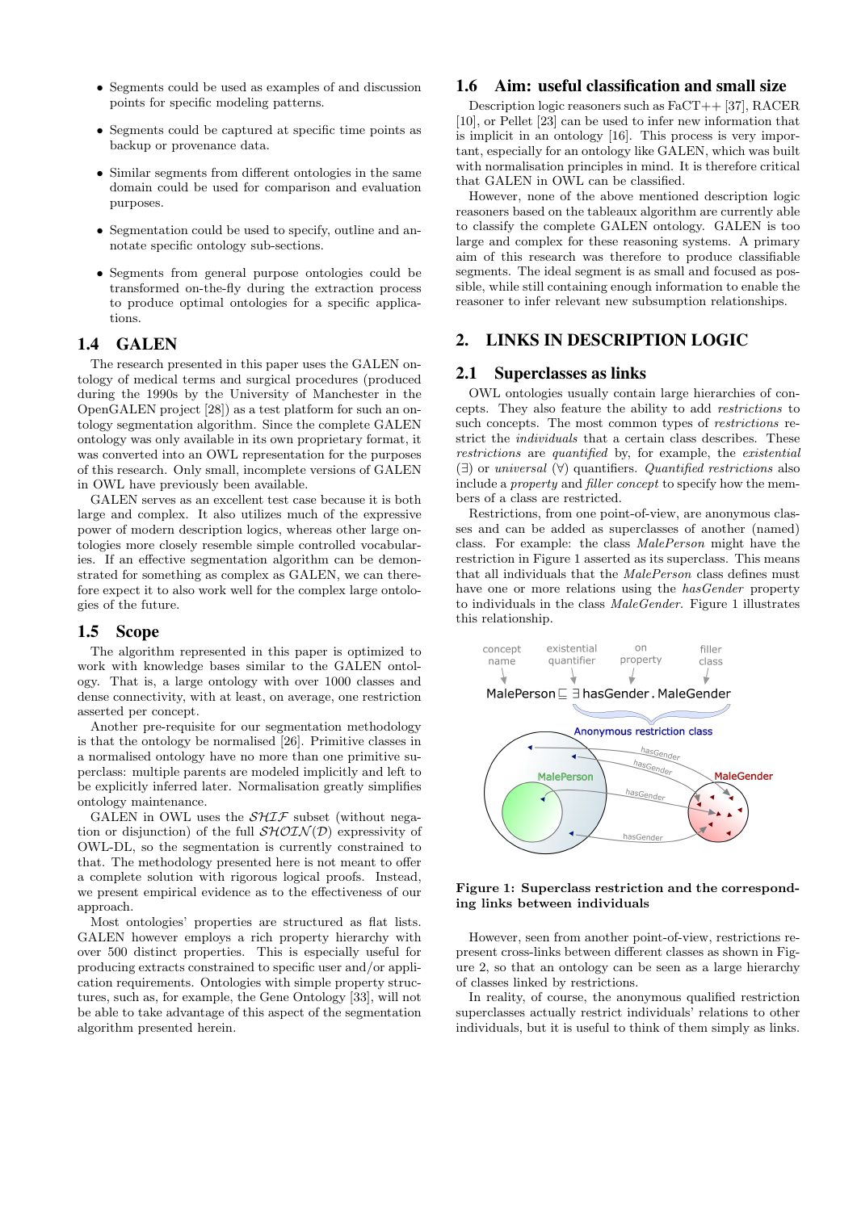- Segments could be used as examples of and discussion points for specific modeling patterns.

- Segments could be captured at specific time points as backup or provenance data.

- Similar segments from different ontologies in the same domain could be used for comparison and evaluation purposes.

- Segmentation could be used to specify, outline and annotate specific ontology sub-sections.

- Segments from general purpose ontologies could be transformed on-the-fly during the extraction process to produce optimal ontologies for a specific applications.

## 1.4 GALEN

The research presented in this paper uses the GALEN ontology of medical terms and surgical procedures (produced during the 1990s by the University of Manchester in the OpenGALEN project [28]) as a test platform for such an ontology segmentation algorithm. Since the complete GALEN ontology was only available in its own proprietary format, it was converted into an OWL representation for the purposes of this research. Only small, incomplete versions of GALEN in OWL have previously been available.

GALEN serves as an excellent test case because it is both large and complex. It also utilizes much of the expressive power of modern description logics, whereas other large ontologies more closely resemble simple controlled vocabularies. If an effective segmentation algorithm can be demonstrated for something as complex as GALEN, we can therefore expect it to also work well for the complex large ontologies of the future.

## 1.5 Scope

The algorithm represented in this paper is optimized to work with knowledge bases similar to the GALEN ontology. That is, a large ontology with over 1000 classes and dense connectivity, with at least, on average, one restriction asserted per concept.

Another pre-requisite for our segmentation methodology is that the ontology be normalised [26]. Primitive classes in a normalised ontology have no more than one primitive superclass: multiple parents are modeled implicitly and left to be explicitly inferred later. Normalisation greatly simplifies ontology maintenance.

GALEN in OWL uses the $\mathcal{SHIF}$ subset (without negation or disjunction) of the full $\mathcal{SHOIN}(\mathcal{D})$ expressivity of OWL-DL, so the segmentation is currently constrained to that. The methodology presented here is not meant to offer a complete solution with rigorous logical proofs. Instead, we present empirical evidence as to the effectiveness of our approach.

Most ontologies' properties are structured as flat lists. GALEN however employs a rich property hierarchy with over 500 distinct properties. This is especially useful for producing extracts constrained to specific user and/or application requirements. Ontologies with simple property structures, such as, for example, the Gene Ontology [33], will not be able to take advantage of this aspect of the segmentation algorithm presented herein.

## 1.6 Aim: useful classification and small size

Description logic reasoners such as FaCT++ [37], RACER [10], or Pellet [23] can be used to infer new information that is implicit in an ontology [16]. This process is very important, especially for an ontology like GALEN, which was built with normalisation principles in mind. It is therefore critical that GALEN in OWL can be classified.

However, none of the above mentioned description logic reasoners based on the tableaux algorithm are currently able to classify the complete GALEN ontology. GALEN is too large and complex for these reasoning systems. A primary aim of this research was therefore to produce classifiable segments. The ideal segment is as small and focused as possible, while still containing enough information to enable the reasoner to infer relevant new subsumption relationships.

# 2. LINKS IN DESCRIPTION LOGIC

## 2.1 Superclasses as links

OWL ontologies usually contain large hierarchies of concepts. They also feature the ability to add *restrictions* to such concepts. The most common types of *restrictions* restrict the *individuals* that a certain class describes. These *restrictions* are *quantified* by, for example, the *existential* (∃) or *universal* (∀) quantifiers. *Quantified restrictions* also include a *property* and *filler concept* to specify how the members of a class are restricted.

Restrictions, from one point-of-view, are anonymous classes and can be added as superclasses of another (named) class. For example: the class *MalePerson* might have the restriction in Figure 1 asserted as its superclass. This means that all individuals that the *MalePerson* class defines must have one or more relations using the *hasGender* property to individuals in the class *MaleGender*. Figure 1 illustrates this relationship.

concept name | existential quantifier | on property | filler class

$$\text{MalePerson} \sqsubseteq \exists\, \text{hasGender} \,.\, \text{MaleGender}$$

Anonymous restriction class

**Figure 1: Superclass restriction and the corresponding links between individuals**

However, seen from another point-of-view, restrictions represent cross-links between different classes as shown in Figure 2, so that an ontology can be seen as a large hierarchy of classes linked by restrictions.

In reality, of course, the anonymous qualified restriction superclasses actually restrict individuals' relations to other individuals, but it is useful to think of them simply as links.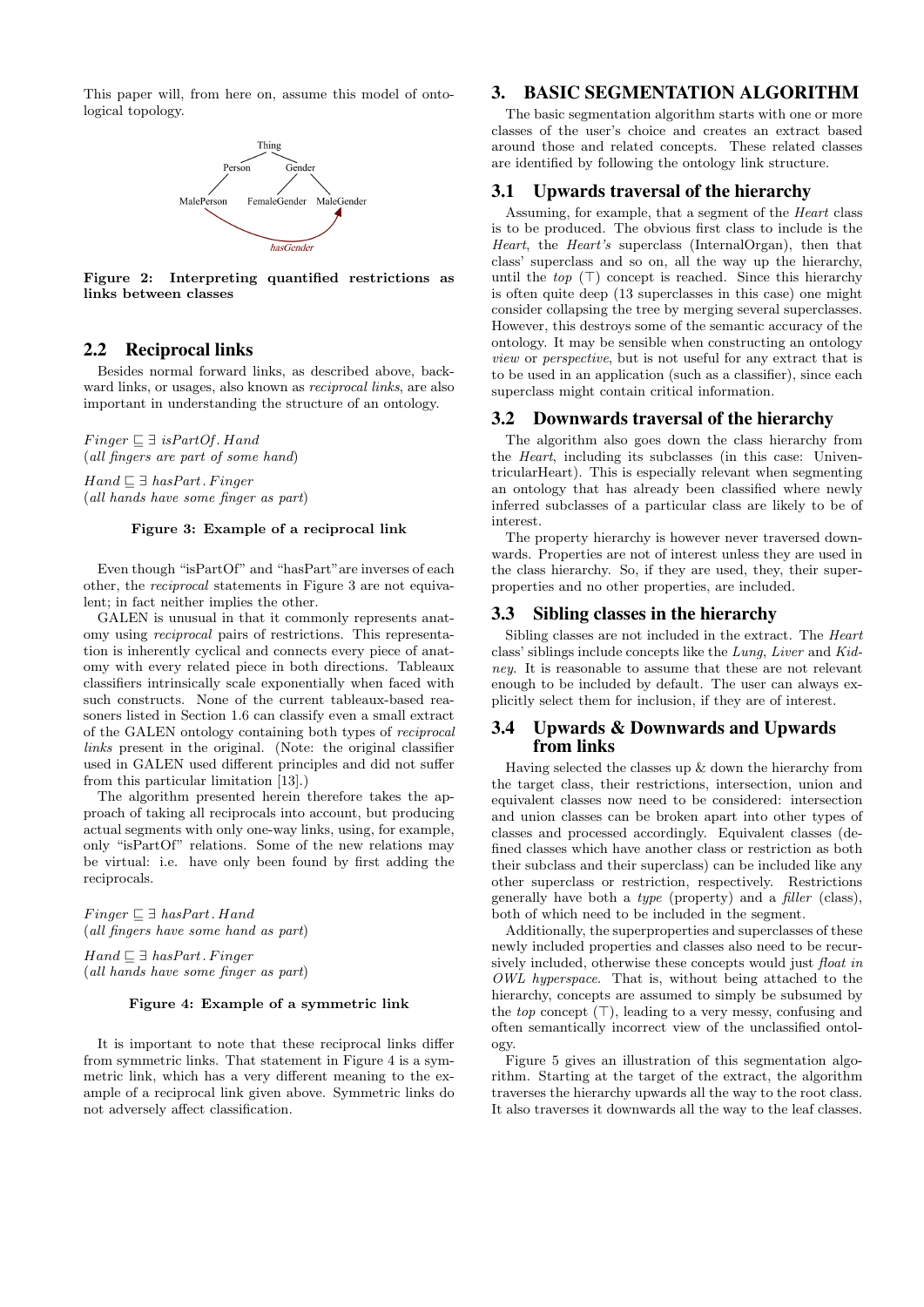This paper will, from here on, assume this model of ontological topology.

Figure 2: Interpreting quantified restrictions as links between classes

## 2.2 Reciprocal links

Besides normal forward links, as described above, backward links, or usages, also known as *reciprocal links*, are also important in understanding the structure of an ontology.

$Finger \sqsubseteq \exists\ isPartOf.Hand$
(*all fingers are part of some hand*)

$Hand \sqsubseteq \exists\ hasPart.Finger$
(*all hands have some finger as part*)

**Figure 3: Example of a reciprocal link**

Even though "isPartOf" and "hasPart" are inverses of each other, the *reciprocal* statements in Figure 3 are not equivalent; in fact neither implies the other.

GALEN is unusual in that it commonly represents anatomy using *reciprocal* pairs of restrictions. This representation is inherently cyclical and connects every piece of anatomy with every related piece in both directions. Tableaux classifiers intrinsically scale exponentially when faced with such constructs. None of the current tableaux-based reasoners listed in Section 1.6 can classify even a small extract of the GALEN ontology containing both types of *reciprocal links* present in the original. (Note: the original classifier used in GALEN used different principles and did not suffer from this particular limitation [13].)

The algorithm presented herein therefore takes the approach of taking all reciprocals into account, but producing actual segments with only one-way links, using, for example, only "isPartOf" relations. Some of the new relations may be virtual: i.e. have only been found by first adding the reciprocals.

$Finger \sqsubseteq \exists\ hasPart.Hand$
(*all fingers have some hand as part*)

$Hand \sqsubseteq \exists\ hasPart.Finger$
(*all hands have some finger as part*)

**Figure 4: Example of a symmetric link**

It is important to note that these reciprocal links differ from symmetric links. That statement in Figure 4 is a symmetric link, which has a very different meaning to the example of a reciprocal link given above. Symmetric links do not adversely affect classification.

# 3. BASIC SEGMENTATION ALGORITHM

The basic segmentation algorithm starts with one or more classes of the user's choice and creates an extract based around those and related concepts. These related classes are identified by following the ontology link structure.

## 3.1 Upwards traversal of the hierarchy

Assuming, for example, that a segment of the *Heart* class is to be produced. The obvious first class to include is the *Heart*, the *Heart's* superclass (InternalOrgan), then that class' superclass and so on, all the way up the hierarchy, until the *top* ($\top$) concept is reached. Since this hierarchy is often quite deep (13 superclasses in this case) one might consider collapsing the tree by merging several superclasses. However, this destroys some of the semantic accuracy of the ontology. It may be sensible when constructing an ontology *view* or *perspective*, but is not useful for any extract that is to be used in an application (such as a classifier), since each superclass might contain critical information.

## 3.2 Downwards traversal of the hierarchy

The algorithm also goes down the class hierarchy from the *Heart*, including its subclasses (in this case: UniventricularHeart). This is especially relevant when segmenting an ontology that has already been classified where newly inferred subclasses of a particular class are likely to be of interest.

The property hierarchy is however never traversed downwards. Properties are not of interest unless they are used in the class hierarchy. So, if they are used, they, their superproperties and no other properties, are included.

## 3.3 Sibling classes in the hierarchy

Sibling classes are not included in the extract. The *Heart* class' siblings include concepts like the *Lung*, *Liver* and *Kidney*. It is reasonable to assume that these are not relevant enough to be included by default. The user can always explicitly select them for inclusion, if they are of interest.

## 3.4 Upwards & Downwards and Upwards from links

Having selected the classes up & down the hierarchy from the target class, their restrictions, intersection, union and equivalent classes now need to be considered: intersection and union classes can be broken apart into other types of classes and processed accordingly. Equivalent classes (defined classes which have another class or restriction as both their subclass and their superclass) can be included like any other superclass or restriction, respectively. Restrictions generally have both a *type* (property) and a *filler* (class), both of which need to be included in the segment.

Additionally, the superproperties and superclasses of these newly included properties and classes also need to be recursively included, otherwise these concepts would just *float in OWL hyperspace*. That is, without being attached to the hierarchy, concepts are assumed to simply be subsumed by the *top* concept ($\top$), leading to a very messy, confusing and often semantically incorrect view of the unclassified ontology.

Figure 5 gives an illustration of this segmentation algorithm. Starting at the target of the extract, the algorithm traverses the hierarchy upwards all the way to the root class. It also traverses it downwards all the way to the leaf classes.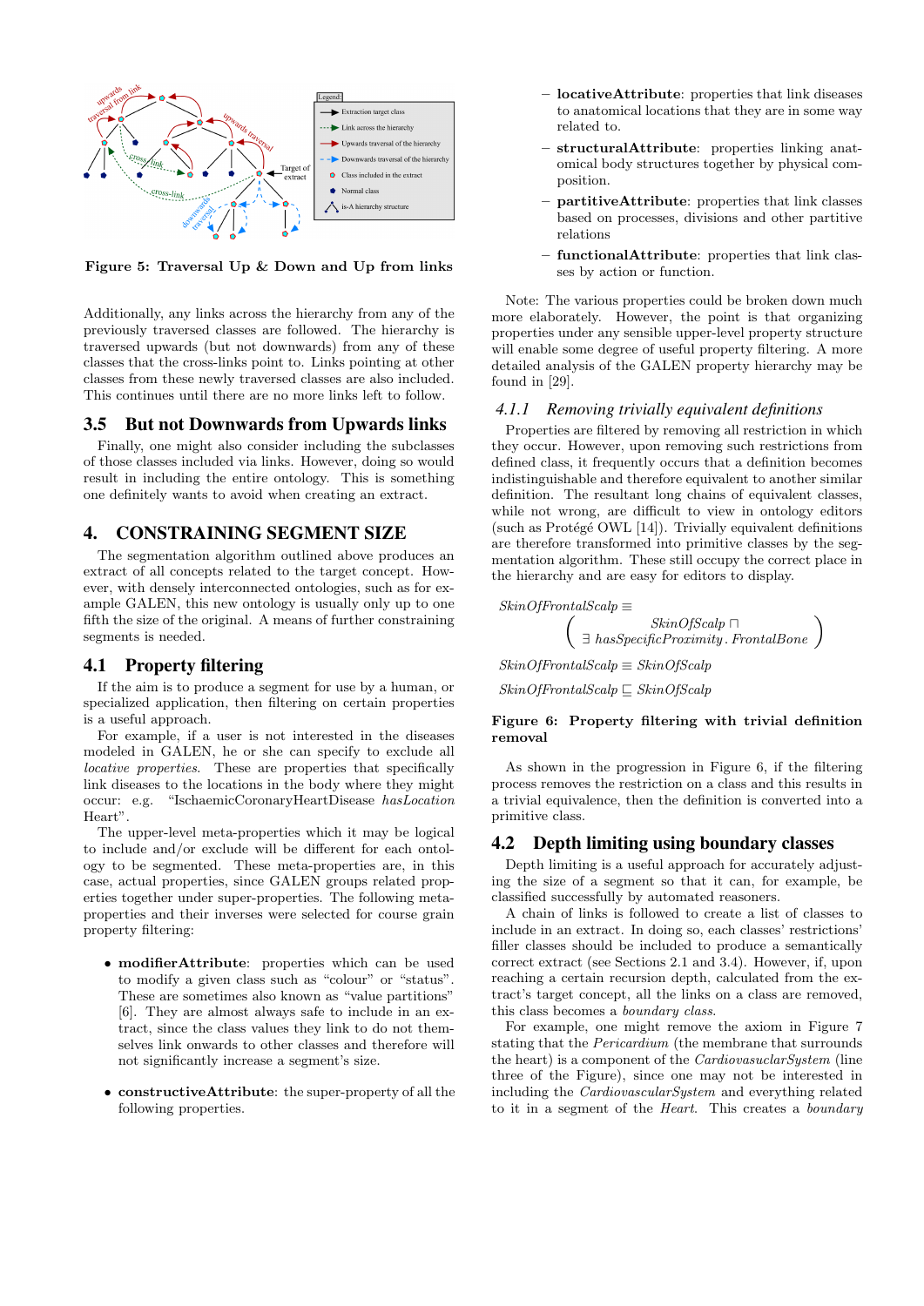upwards traversal from link

upwards traversal

cross-link

cross-link

downwards traversal

Target of extract

Legend:

Extraction target class

Link across the hierarchy

Upwards traversal of the hierarchy

Downwards traversal of the hierarchy

Class included in the extract

Normal class

is-A hierarchy structure

**Figure 5: Traversal Up & Down and Up from links**

Additionally, any links across the hierarchy from any of the previously traversed classes are followed. The hierarchy is traversed upwards (but not downwards) from any of these classes that the cross-links point to. Links pointing at other classes from these newly traversed classes are also included. This continues until there are no more links left to follow.

## 3.5 But not Downwards from Upwards links

Finally, one might also consider including the subclasses of those classes included via links. However, doing so would result in including the entire ontology. This is something one definitely wants to avoid when creating an extract.

# 4. CONSTRAINING SEGMENT SIZE

The segmentation algorithm outlined above produces an extract of all concepts related to the target concept. However, with densely interconnected ontologies, such as for example GALEN, this new ontology is usually only up to one fifth the size of the original. A means of further constraining segments is needed.

## 4.1 Property filtering

If the aim is to produce a segment for use by a human, or specialized application, then filtering on certain properties is a useful approach.

For example, if a user is not interested in the diseases modeled in GALEN, he or she can specify to exclude all *locative properties*. These are properties that specifically link diseases to the locations in the body where they might occur: e.g. "IschaemicCoronaryHeartDisease *hasLocation* Heart".

The upper-level meta-properties which it may be logical to include and/or exclude will be different for each ontology to be segmented. These meta-properties are, in this case, actual properties, since GALEN groups related properties together under super-properties. The following meta-properties and their inverses were selected for course grain property filtering:

- **modifierAttribute**: properties which can be used to modify a given class such as "colour" or "status". These are sometimes also known as "value partitions" [6]. They are almost always safe to include in an extract, since the class values they link to do not themselves link onwards to other classes and therefore will not significantly increase a segment's size.
- **constructiveAttribute**: the super-property of all the following properties.
  - **locativeAttribute**: properties that link diseases to anatomical locations that they are in some way related to.
  - **structuralAttribute**: properties linking anatomical body structures together by physical composition.
  - **partitiveAttribute**: properties that link classes based on processes, divisions and other partitive relations
  - **functionalAttribute**: properties that link classes by action or function.

Note: The various properties could be broken down much more elaborately. However, the point is that organizing properties under any sensible upper-level property structure will enable some degree of useful property filtering. A more detailed analysis of the GALEN property hierarchy may be found in [29].

### 4.1.1 Removing trivially equivalent definitions

Properties are filtered by removing all restriction in which they occur. However, upon removing such restrictions from defined class, it frequently occurs that a definition becomes indistinguishable and therefore equivalent to another similar definition. The resultant long chains of equivalent classes, while not wrong, are difficult to view in ontology editors (such as Protégé OWL [14]). Trivially equivalent definitions are therefore transformed into primitive classes by the segmentation algorithm. These still occupy the correct place in the hierarchy and are easy for editors to display.

$$SkinOfFrontalScalp \equiv \left( \begin{array}{c} SkinOfScalp \sqcap \\ \exists\ hasSpecificProximity\,.\,FrontalBone \end{array} \right)$$

$$SkinOfFrontalScalp \equiv SkinOfScalp$$

$$SkinOfFrontalScalp \sqsubseteq SkinOfScalp$$

**Figure 6: Property filtering with trivial definition removal**

As shown in the progression in Figure 6, if the filtering process removes the restriction on a class and this results in a trivial equivalence, then the definition is converted into a primitive class.

## 4.2 Depth limiting using boundary classes

Depth limiting is a useful approach for accurately adjusting the size of a segment so that it can, for example, be classified successfully by automated reasoners.

A chain of links is followed to create a list of classes to include in an extract. In doing so, each classes' restrictions' filler classes should be included to produce a semantically correct extract (see Sections 2.1 and 3.4). However, if, upon reaching a certain recursion depth, calculated from the extract's target concept, all the links on a class are removed, this class becomes a *boundary class*.

For example, one might remove the axiom in Figure 7 stating that the *Pericardium* (the membrane that surrounds the heart) is a component of the *CardiovasuclarSystem* (line three of the Figure), since one may not be interested in including the *CardiovascularSystem* and everything related to it in a segment of the *Heart*. This creates a *boundary*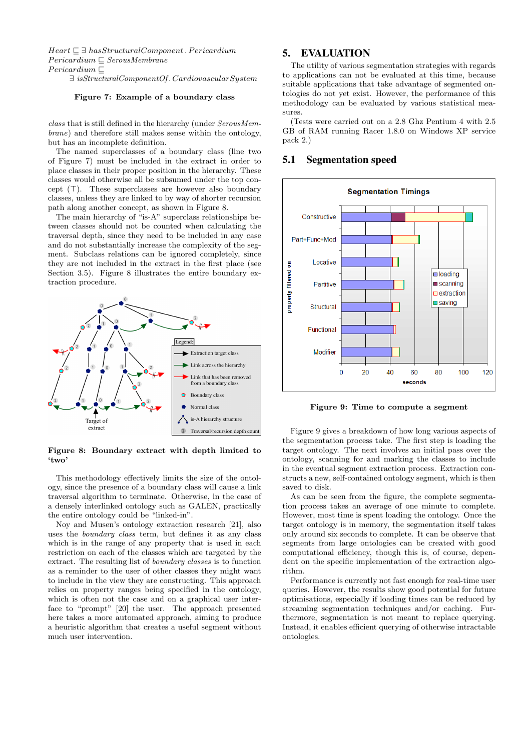$Heart \sqsubseteq \exists\ hasStructuralComponent\,.\,Pericardium$
$Pericardium \sqsubseteq SerousMembrane$
$Pericardium \sqsubseteq$
$\quad \exists\ isStructuralComponentOf\,.\,CardiovascularSystem$

**Figure 7: Example of a boundary class**

*class* that is still defined in the hierarchy (under *SerousMembrane*) and therefore still makes sense within the ontology, but has an incomplete definition.

The named superclasses of a boundary class (line two of Figure 7) must be included in the extract in order to place classes in their proper position in the hierarchy. These classes would otherwise all be subsumed under the top concept ($\top$). These superclasses are however also boundary classes, unless they are linked to by way of shorter recursion path along another concept, as shown in Figure 8.

The main hierarchy of "is-A" superclass relationships between classes should not be counted when calculating the traversal depth, since they need to be included in any case and do not substantially increase the complexity of the segment. Subclass relations can be ignored completely, since they are not included in the extract in the first place (see Section 3.5). Figure 8 illustrates the entire boundary extraction procedure.

**Figure 8: Boundary extract with depth limited to 'two'**

This methodology effectively limits the size of the ontology, since the presence of a boundary class will cause a link traversal algorithm to terminate. Otherwise, in the case of a densely interlinked ontology such as GALEN, practically the entire ontology could be "linked-in".

Noy and Musen's ontology extraction research [21], also uses the *boundary class* term, but defines it as any class which is in the range of any property that is used in each restriction on each of the classes which are targeted by the extract. The resulting list of *boundary classes* is to function as a reminder to the user of other classes they might want to include in the view they are constructing. This approach relies on property ranges being specified in the ontology, which is often not the case and on a graphical user interface to "prompt" [20] the user. The approach presented here takes a more automated approach, aiming to produce a heuristic algorithm that creates a useful segment without much user intervention.

## 5. EVALUATION

The utility of various segmentation strategies with regards to applications can not be evaluated at this time, because suitable applications that take advantage of segmented ontologies do not yet exist. However, the performance of this methodology can be evaluated by various statistical measures.

(Tests were carried out on a 2.8 Ghz Pentium 4 with 2.5 GB of RAM running Racer 1.8.0 on Windows XP service pack 2.)

### 5.1 Segmentation speed

**Figure 9: Time to compute a segment**

Figure 9 gives a breakdown of how long various aspects of the segmentation process take. The first step is loading the target ontology. The next involves an initial pass over the ontology, scanning for and marking the classes to include in the eventual segment extraction process. Extraction constructs a new, self-contained ontology segment, which is then saved to disk.

As can be seen from the figure, the complete segmentation process takes an average of one minute to complete. However, most time is spent loading the ontology. Once the target ontology is in memory, the segmentation itself takes only around six seconds to complete. It can be observe that segments from large ontologies can be created with good computational efficiency, though this is, of course, dependent on the specific implementation of the extraction algorithm.

Performance is currently not fast enough for real-time user queries. However, the results show good potential for future optimisations, especially if loading times can be reduced by streaming segmentation techniques and/or caching. Furthermore, segmentation is not meant to replace querying. Instead, it enables efficient querying of otherwise intractable ontologies.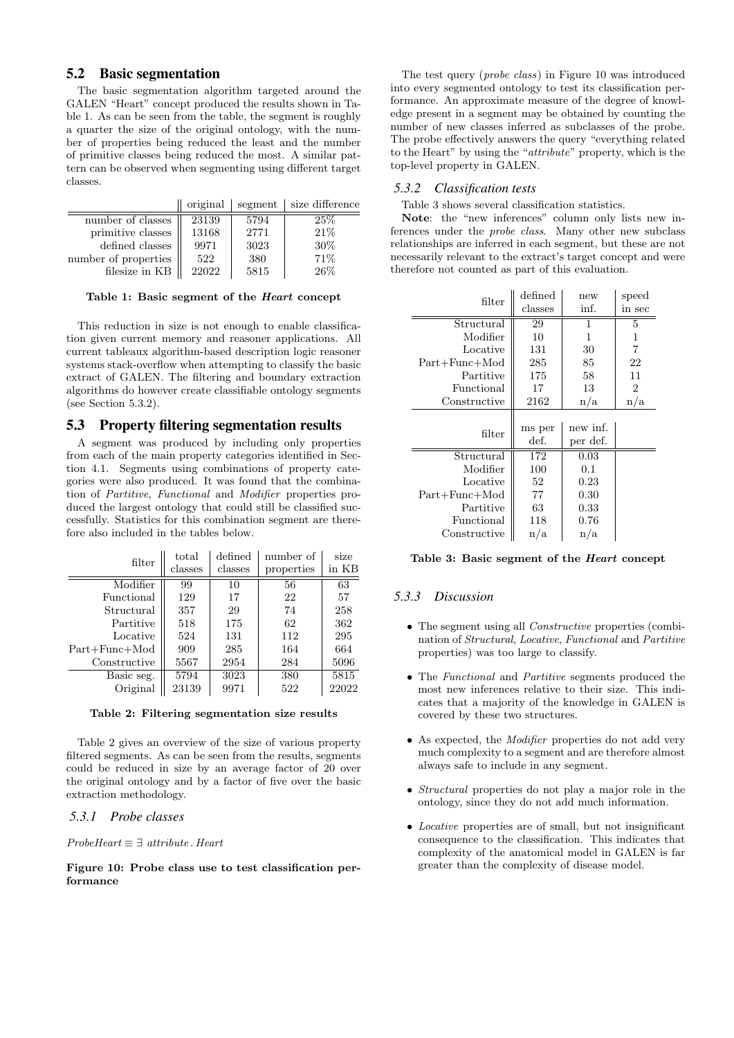## 5.2 Basic segmentation

The basic segmentation algorithm targeted around the GALEN "Heart" concept produced the results shown in Table 1. As can be seen from the table, the segment is roughly a quarter the size of the original ontology, with the number of properties being reduced the least and the number of primitive classes being reduced the most. A similar pattern can be observed when segmenting using different target classes.

| | original | segment | size difference |
|---|---|---|---|
| number of classes | 23139 | 5794 | 25% |
| primitive classes | 13168 | 2771 | 21% |
| defined classes | 9971 | 3023 | 30% |
| number of properties | 522 | 380 | 71% |
| filesize in KB | 22022 | 5815 | 26% |

**Table 1: Basic segment of the *Heart* concept**

This reduction in size is not enough to enable classification given current memory and reasoner applications. All current tableaux algorithm-based description logic reasoner systems stack-overflow when attempting to classify the basic extract of GALEN. The filtering and boundary extraction algorithms do however create classifiable ontology segments (see Section 5.3.2).

## 5.3 Property filtering segmentation results

A segment was produced by including only properties from each of the main property categories identified in Section 4.1. Segments using combinations of property categories were also produced. It was found that the combination of *Partitive*, *Functional* and *Modifier* properties produced the largest ontology that could still be classified successfully. Statistics for this combination segment are therefore also included in the tables below.

| filter | total classes | defined classes | number of properties | size in KB |
|---|---|---|---|---|
| Modifier | 99 | 10 | 56 | 63 |
| Functional | 129 | 17 | 22 | 57 |
| Structural | 357 | 29 | 74 | 258 |
| Partitive | 518 | 175 | 62 | 362 |
| Locative | 524 | 131 | 112 | 295 |
| Part+Func+Mod | 909 | 285 | 164 | 664 |
| Constructive | 5567 | 2954 | 284 | 5096 |
| Basic seg. | 5794 | 3023 | 380 | 5815 |
| Original | 23139 | 9971 | 522 | 22022 |

**Table 2: Filtering segmentation size results**

Table 2 gives an overview of the size of various property filtered segments. As can be seen from the results, segments could be reduced in size by an average factor of 20 over the original ontology and by a factor of five over the basic extraction methodology.

### 5.3.1 Probe classes

*ProbeHeart* $\equiv \exists$ *attribute . Heart*

**Figure 10: Probe class use to test classification performance**

The test query (*probe class*) in Figure 10 was introduced into every segmented ontology to test its classification performance. An approximate measure of the degree of knowledge present in a segment may be obtained by counting the number of new classes inferred as subclasses of the probe. The probe effectively answers the query "everything related to the Heart" by using the "*attribute*" property, which is the top-level property in GALEN.

### 5.3.2 Classification tests

Table 3 shows several classification statistics.

**Note**: the "new inferences" column only lists new inferences under the *probe class*. Many other new subclass relationships are inferred in each segment, but these are not necessarily relevant to the extract's target concept and were therefore not counted as part of this evaluation.

| filter | defined classes | new inf. | speed in sec |
|---|---|---|---|
| Structural | 29 | 1 | 5 |
| Modifier | 10 | 1 | 1 |
| Locative | 131 | 30 | 7 |
| Part+Func+Mod | 285 | 85 | 22 |
| Partitive | 175 | 58 | 11 |
| Functional | 17 | 13 | 2 |
| Constructive | 2162 | n/a | n/a |

| filter | ms per def. | new inf. per def. |
|---|---|---|
| Structural | 172 | 0.03 |
| Modifier | 100 | 0.1 |
| Locative | 52 | 0.23 |
| Part+Func+Mod | 77 | 0.30 |
| Partitive | 63 | 0.33 |
| Functional | 118 | 0.76 |
| Constructive | n/a | n/a |

**Table 3: Basic segment of the *Heart* concept**

### 5.3.3 Discussion

- The segment using all *Constructive* properties (combination of *Structural*, *Locative*, *Functional* and *Partitive* properties) was too large to classify.
- The *Functional* and *Partitive* segments produced the most new inferences relative to their size. This indicates that a majority of the knowledge in GALEN is covered by these two structures.
- As expected, the *Modifier* properties do not add very much complexity to a segment and are therefore almost always safe to include in any segment.
- *Structural* properties do not play a major role in the ontology, since they do not add much information.
- *Locative* properties are of small, but not insignificant consequence to the classification. This indicates that complexity of the anatomical model in GALEN is far greater than the complexity of disease model.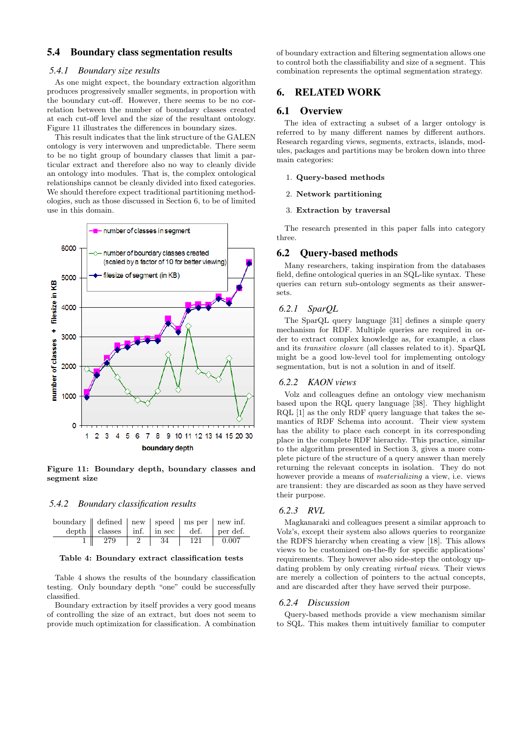### 5.4 Boundary class segmentation results

#### 5.4.1 Boundary size results

As one might expect, the boundary extraction algorithm produces progressively smaller segments, in proportion with the boundary cut-off. However, there seems to be no correlation between the number of boundary classes created at each cut-off level and the size of the resultant ontology. Figure 11 illustrates the differences in boundary sizes.

This result indicates that the link structure of the GALEN ontology is very interwoven and unpredictable. There seem to be no tight group of boundary classes that limit a particular extract and therefore also no way to cleanly divide an ontology into modules. That is, the complex ontological relationships cannot be cleanly divided into fixed categories. We should therefore expect traditional partitioning methodologies, such as those discussed in Section 6, to be of limited use in this domain.

**Figure 11: Boundary depth, boundary classes and segment size**

#### 5.4.2 Boundary classification results

| boundary depth | defined classes | new inf. | speed in sec | ms per def. | new inf. per def. |
|---|---|---|---|---|---|
| 1 | 279 | 2 | 34 | 121 | 0.007 |

**Table 4: Boundary extract classification tests**

Table 4 shows the results of the boundary classification testing. Only boundary depth "one" could be successfully classified.

Boundary extraction by itself provides a very good means of controlling the size of an extract, but does not seem to provide much optimization for classification. A combination of boundary extraction and filtering segmentation allows one to control both the classifiability and size of a segment. This combination represents the optimal segmentation strategy.

## 6. RELATED WORK

### 6.1 Overview

The idea of extracting a subset of a larger ontology is referred to by many different names by different authors. Research regarding views, segments, extracts, islands, modules, packages and partitions may be broken down into three main categories:

1. **Query-based methods**
2. **Network partitioning**
3. **Extraction by traversal**

The research presented in this paper falls into category three.

### 6.2 Query-based methods

Many researchers, taking inspiration from the databases field, define ontological queries in an SQL-like syntax. These queries can return sub-ontology segments as their answer-sets.

#### 6.2.1 SparQL

The SparQL query language [31] defines a simple query mechanism for RDF. Multiple queries are required in order to extract complex knowledge as, for example, a class and its *transitive closure* (all classes related to it). SparQL might be a good low-level tool for implementing ontology segmentation, but is not a solution in and of itself.

#### 6.2.2 KAON views

Volz and colleagues define an ontology view mechanism based upon the RQL query language [38]. They highlight RQL [1] as the only RDF query language that takes the semantics of RDF Schema into account. Their view system has the ability to place each concept in its corresponding place in the complete RDF hierarchy. This practice, similar to the algorithm presented in Section 3, gives a more complete picture of the structure of a query answer than merely returning the relevant concepts in isolation. They do not however provide a means of *materializing* a view, i.e. views are transient: they are discarded as soon as they have served their purpose.

#### 6.2.3 RVL

Magkanaraki and colleagues present a similar approach to Volz's, except their system also allows queries to reorganize the RDFS hierarchy when creating a view [18]. This allows views to be customized on-the-fly for specific applications' requirements. They however also side-step the ontology updating problem by only creating *virtual views*. Their views are merely a collection of pointers to the actual concepts, and are discarded after they have served their purpose.

#### 6.2.4 Discussion

Query-based methods provide a view mechanism similar to SQL. This makes them intuitively familiar to computer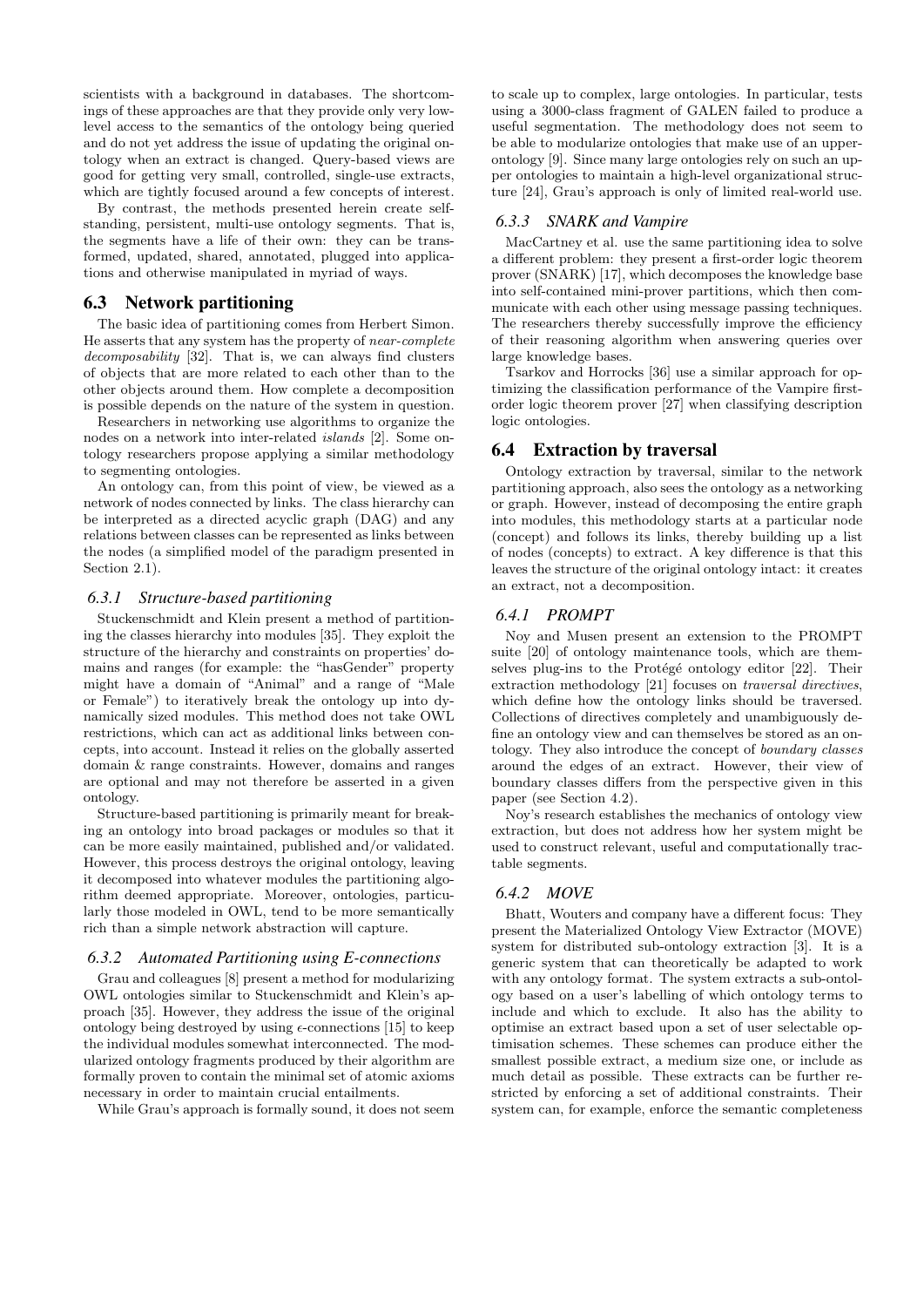scientists with a background in databases. The shortcomings of these approaches are that they provide only very low-level access to the semantics of the ontology being queried and do not yet address the issue of updating the original ontology when an extract is changed. Query-based views are good for getting very small, controlled, single-use extracts, which are tightly focused around a few concepts of interest.

By contrast, the methods presented herein create self-standing, persistent, multi-use ontology segments. That is, the segments have a life of their own: they can be transformed, updated, shared, annotated, plugged into applications and otherwise manipulated in myriad of ways.

## 6.3 Network partitioning

The basic idea of partitioning comes from Herbert Simon. He asserts that any system has the property of *near-complete decomposability* [32]. That is, we can always find clusters of objects that are more related to each other than to the other objects around them. How complete a decomposition is possible depends on the nature of the system in question.

Researchers in networking use algorithms to organize the nodes on a network into inter-related *islands* [2]. Some ontology researchers propose applying a similar methodology to segmenting ontologies.

An ontology can, from this point of view, be viewed as a network of nodes connected by links. The class hierarchy can be interpreted as a directed acyclic graph (DAG) and any relations between classes can be represented as links between the nodes (a simplified model of the paradigm presented in Section 2.1).

### 6.3.1 Structure-based partitioning

Stuckenschmidt and Klein present a method of partitioning the classes hierarchy into modules [35]. They exploit the structure of the hierarchy and constraints on properties' domains and ranges (for example: the "hasGender" property might have a domain of "Animal" and a range of "Male or Female") to iteratively break the ontology up into dynamically sized modules. This method does not take OWL restrictions, which can act as additional links between concepts, into account. Instead it relies on the globally asserted domain & range constraints. However, domains and ranges are optional and may not therefore be asserted in a given ontology.

Structure-based partitioning is primarily meant for breaking an ontology into broad packages or modules so that it can be more easily maintained, published and/or validated. However, this process destroys the original ontology, leaving it decomposed into whatever modules the partitioning algorithm deemed appropriate. Moreover, ontologies, particularly those modeled in OWL, tend to be more semantically rich than a simple network abstraction will capture.

### 6.3.2 Automated Partitioning using E-connections

Grau and colleagues [8] present a method for modularizing OWL ontologies similar to Stuckenschmidt and Klein's approach [35]. However, they address the issue of the original ontology being destroyed by using $\epsilon$-connections [15] to keep the individual modules somewhat interconnected. The modularized ontology fragments produced by their algorithm are formally proven to contain the minimal set of atomic axioms necessary in order to maintain crucial entailments.

While Grau's approach is formally sound, it does not seem to scale up to complex, large ontologies. In particular, tests using a 3000-class fragment of GALEN failed to produce a useful segmentation. The methodology does not seem to be able to modularize ontologies that make use of an upper-ontology [9]. Since many large ontologies rely on such an upper ontologies to maintain a high-level organizational structure [24], Grau's approach is only of limited real-world use.

### 6.3.3 SNARK and Vampire

MacCartney et al. use the same partitioning idea to solve a different problem: they present a first-order logic theorem prover (SNARK) [17], which decomposes the knowledge base into self-contained mini-prover partitions, which then communicate with each other using message passing techniques. The researchers thereby successfully improve the efficiency of their reasoning algorithm when answering queries over large knowledge bases.

Tsarkov and Horrocks [36] use a similar approach for optimizing the classification performance of the Vampire first-order logic theorem prover [27] when classifying description logic ontologies.

## 6.4 Extraction by traversal

Ontology extraction by traversal, similar to the network partitioning approach, also sees the ontology as a networking or graph. However, instead of decomposing the entire graph into modules, this methodology starts at a particular node (concept) and follows its links, thereby building up a list of nodes (concepts) to extract. A key difference is that this leaves the structure of the original ontology intact: it creates an extract, not a decomposition.

### 6.4.1 PROMPT

Noy and Musen present an extension to the PROMPT suite [20] of ontology maintenance tools, which are themselves plug-ins to the Protégé ontology editor [22]. Their extraction methodology [21] focuses on *traversal directives*, which define how the ontology links should be traversed. Collections of directives completely and unambiguously define an ontology view and can themselves be stored as an ontology. They also introduce the concept of *boundary classes* around the edges of an extract. However, their view of boundary classes differs from the perspective given in this paper (see Section 4.2).

Noy's research establishes the mechanics of ontology view extraction, but does not address how her system might be used to construct relevant, useful and computationally tractable segments.

### 6.4.2 MOVE

Bhatt, Wouters and company have a different focus: They present the Materialized Ontology View Extractor (MOVE) system for distributed sub-ontology extraction [3]. It is a generic system that can theoretically be adapted to work with any ontology format. The system extracts a sub-ontology based on a user's labelling of which ontology terms to include and which to exclude. It also has the ability to optimise an extract based upon a set of user selectable optimisation schemes. These schemes can produce either the smallest possible extract, a medium size one, or include as much detail as possible. These extracts can be further restricted by enforcing a set of additional constraints. Their system can, for example, enforce the semantic completeness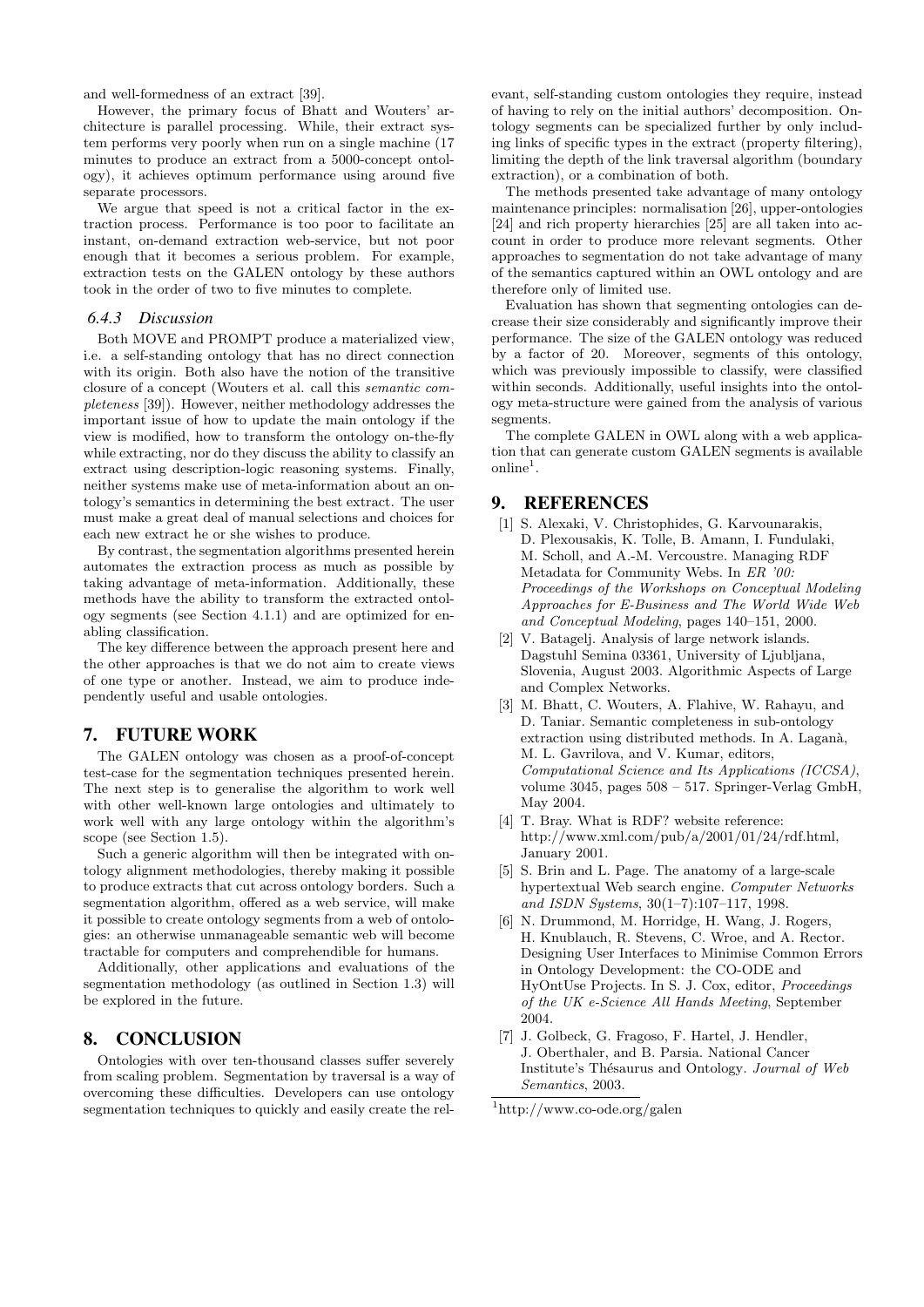and well-formedness of an extract [39].

However, the primary focus of Bhatt and Wouters' architecture is parallel processing. While, their extract system performs very poorly when run on a single machine (17 minutes to produce an extract from a 5000-concept ontology), it achieves optimum performance using around five separate processors.

We argue that speed is not a critical factor in the extraction process. Performance is too poor to facilitate an instant, on-demand extraction web-service, but not poor enough that it becomes a serious problem. For example, extraction tests on the GALEN ontology by these authors took in the order of two to five minutes to complete.

### 6.4.3 Discussion

Both MOVE and PROMPT produce a materialized view, i.e. a self-standing ontology that has no direct connection with its origin. Both also have the notion of the transitive closure of a concept (Wouters et al. call this *semantic completeness* [39]). However, neither methodology addresses the important issue of how to update the main ontology if the view is modified, how to transform the ontology on-the-fly while extracting, nor do they discuss the ability to classify an extract using description-logic reasoning systems. Finally, neither systems make use of meta-information about an ontology's semantics in determining the best extract. The user must make a great deal of manual selections and choices for each new extract he or she wishes to produce.

By contrast, the segmentation algorithms presented herein automates the extraction process as much as possible by taking advantage of meta-information. Additionally, these methods have the ability to transform the extracted ontology segments (see Section 4.1.1) and are optimized for enabling classification.

The key difference between the approach present here and the other approaches is that we do not aim to create views of one type or another. Instead, we aim to produce independently useful and usable ontologies.

## 7. FUTURE WORK

The GALEN ontology was chosen as a proof-of-concept test-case for the segmentation techniques presented herein. The next step is to generalise the algorithm to work well with other well-known large ontologies and ultimately to work well with any large ontology within the algorithm's scope (see Section 1.5).

Such a generic algorithm will then be integrated with ontology alignment methodologies, thereby making it possible to produce extracts that cut across ontology borders. Such a segmentation algorithm, offered as a web service, will make it possible to create ontology segments from a web of ontologies: an otherwise unmanageable semantic web will become tractable for computers and comprehendible for humans.

Additionally, other applications and evaluations of the segmentation methodology (as outlined in Section 1.3) will be explored in the future.

## 8. CONCLUSION

Ontologies with over ten-thousand classes suffer severely from scaling problem. Segmentation by traversal is a way of overcoming these difficulties. Developers can use ontology segmentation techniques to quickly and easily create the relevant, self-standing custom ontologies they require, instead of having to rely on the initial authors' decomposition. Ontology segments can be specialized further by only including links of specific types in the extract (property filtering), limiting the depth of the link traversal algorithm (boundary extraction), or a combination of both.

The methods presented take advantage of many ontology maintenance principles: normalisation [26], upper-ontologies [24] and rich property hierarchies [25] are all taken into account in order to produce more relevant segments. Other approaches to segmentation do not take advantage of many of the semantics captured within an OWL ontology and are therefore only of limited use.

Evaluation has shown that segmenting ontologies can decrease their size considerably and significantly improve their performance. The size of the GALEN ontology was reduced by a factor of 20. Moreover, segments of this ontology, which was previously impossible to classify, were classified within seconds. Additionally, useful insights into the ontology meta-structure were gained from the analysis of various segments.

The complete GALEN in OWL along with a web application that can generate custom GALEN segments is available online[1].

## 9. REFERENCES

[1] S. Alexaki, V. Christophides, G. Karvounarakis, D. Plexousakis, K. Tolle, B. Amann, I. Fundulaki, M. Scholl, and A.-M. Vercoustre. Managing RDF Metadata for Community Webs. In *ER '00: Proceedings of the Workshops on Conceptual Modeling Approaches for E-Business and The World Wide Web and Conceptual Modeling*, pages 140–151, 2000.

[2] V. Batagelj. Analysis of large network islands. Dagstuhl Semina 03361, University of Ljubljana, Slovenia, August 2003. Algorithmic Aspects of Large and Complex Networks.

[3] M. Bhatt, C. Wouters, A. Flahive, W. Rahayu, and D. Taniar. Semantic completeness in sub-ontology extraction using distributed methods. In A. Laganà, M. L. Gavrilova, and V. Kumar, editors, *Computational Science and Its Applications (ICCSA)*, volume 3045, pages 508 – 517. Springer-Verlag GmbH, May 2004.

[4] T. Bray. What is RDF? website reference: http://www.xml.com/pub/a/2001/01/24/rdf.html, January 2001.

[5] S. Brin and L. Page. The anatomy of a large-scale hypertextual Web search engine. *Computer Networks and ISDN Systems*, 30(1–7):107–117, 1998.

[6] N. Drummond, M. Horridge, H. Wang, J. Rogers, H. Knublauch, R. Stevens, C. Wroe, and A. Rector. Designing User Interfaces to Minimise Common Errors in Ontology Development: the CO-ODE and HyOntUse Projects. In S. J. Cox, editor, *Proceedings of the UK e-Science All Hands Meeting*, September 2004.

[7] J. Golbeck, G. Fragoso, F. Hartel, J. Hendler, J. Oberthaler, and B. Parsia. National Cancer Institute's Thésaurus and Ontology. *Journal of Web Semantics*, 2003.

[1] http://www.co-ode.org/galen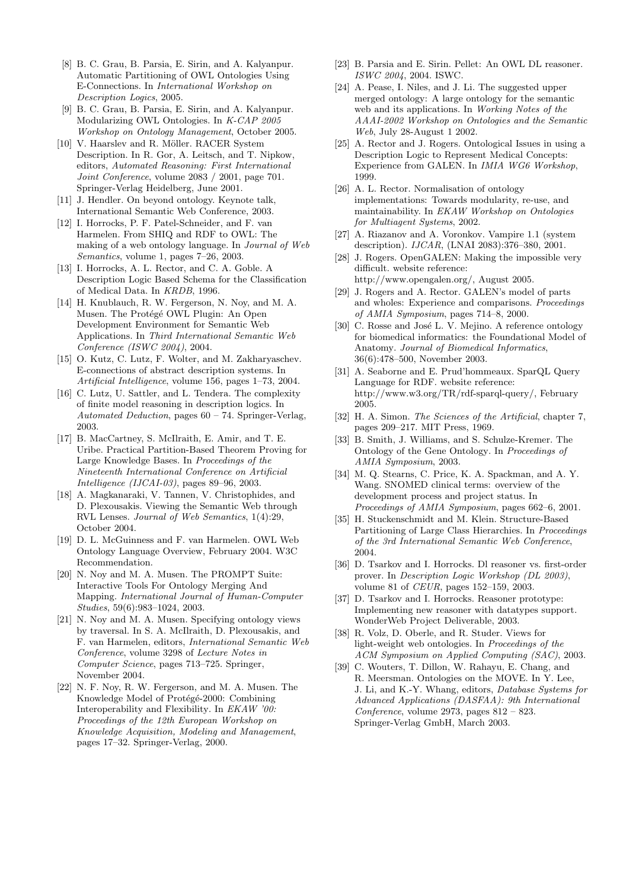[8] B. C. Grau, B. Parsia, E. Sirin, and A. Kalyanpur. Automatic Partitioning of OWL Ontologies Using E-Connections. In *International Workshop on Description Logics*, 2005.

[9] B. C. Grau, B. Parsia, E. Sirin, and A. Kalyanpur. Modularizing OWL Ontologies. In *K-CAP 2005 Workshop on Ontology Management*, October 2005.

[10] V. Haarslev and R. Möller. RACER System Description. In R. Gor, A. Leitsch, and T. Nipkow, editors, *Automated Reasoning: First International Joint Conference*, volume 2083 / 2001, page 701. Springer-Verlag Heidelberg, June 2001.

[11] J. Hendler. On beyond ontology. Keynote talk, International Semantic Web Conference, 2003.

[12] I. Horrocks, P. F. Patel-Schneider, and F. van Harmelen. From SHIQ and RDF to OWL: The making of a web ontology language. In *Journal of Web Semantics*, volume 1, pages 7–26, 2003.

[13] I. Horrocks, A. L. Rector, and C. A. Goble. A Description Logic Based Schema for the Classification of Medical Data. In *KRDB*, 1996.

[14] H. Knublauch, R. W. Fergerson, N. Noy, and M. A. Musen. The Protégé OWL Plugin: An Open Development Environment for Semantic Web Applications. In *Third International Semantic Web Conference (ISWC 2004)*, 2004.

[15] O. Kutz, C. Lutz, F. Wolter, and M. Zakharyaschev. E-connections of abstract description systems. In *Artificial Intelligence*, volume 156, pages 1–73, 2004.

[16] C. Lutz, U. Sattler, and L. Tendera. The complexity of finite model reasoning in description logics. In *Automated Deduction*, pages 60 – 74. Springer-Verlag, 2003.

[17] B. MacCartney, S. McIlraith, E. Amir, and T. E. Uribe. Practical Partition-Based Theorem Proving for Large Knowledge Bases. In *Proceedings of the Nineteenth International Conference on Artificial Intelligence (IJCAI-03)*, pages 89–96, 2003.

[18] A. Magkanaraki, V. Tannen, V. Christophides, and D. Plexousakis. Viewing the Semantic Web through RVL Lenses. *Journal of Web Semantics*, 1(4):29, October 2004.

[19] D. L. McGuinness and F. van Harmelen. OWL Web Ontology Language Overview, February 2004. W3C Recommendation.

[20] N. Noy and M. A. Musen. The PROMPT Suite: Interactive Tools For Ontology Merging And Mapping. *International Journal of Human-Computer Studies*, 59(6):983–1024, 2003.

[21] N. Noy and M. A. Musen. Specifying ontology views by traversal. In S. A. McIlraith, D. Plexousakis, and F. van Harmelen, editors, *International Semantic Web Conference*, volume 3298 of *Lecture Notes in Computer Science*, pages 713–725. Springer, November 2004.

[22] N. F. Noy, R. W. Fergerson, and M. A. Musen. The Knowledge Model of Protégé-2000: Combining Interoperability and Flexibility. In *EKAW '00: Proceedings of the 12th European Workshop on Knowledge Acquisition, Modeling and Management*, pages 17–32. Springer-Verlag, 2000.

[23] B. Parsia and E. Sirin. Pellet: An OWL DL reasoner. *ISWC 2004*, 2004. ISWC.

[24] A. Pease, I. Niles, and J. Li. The suggested upper merged ontology: A large ontology for the semantic web and its applications. In *Working Notes of the AAAI-2002 Workshop on Ontologies and the Semantic Web*, July 28-August 1 2002.

[25] A. Rector and J. Rogers. Ontological Issues in using a Description Logic to Represent Medical Concepts: Experience from GALEN. In *IMIA WG6 Workshop*, 1999.

[26] A. L. Rector. Normalisation of ontology implementations: Towards modularity, re-use, and maintainability. In *EKAW Workshop on Ontologies for Multiagent Systems*, 2002.

[27] A. Riazanov and A. Voronkov. Vampire 1.1 (system description). *IJCAR*, (LNAI 2083):376–380, 2001.

[28] J. Rogers. OpenGALEN: Making the impossible very difficult. website reference: http://www.opengalen.org/, August 2005.

[29] J. Rogers and A. Rector. GALEN's model of parts and wholes: Experience and comparisons. *Proceedings of AMIA Symposium*, pages 714–8, 2000.

[30] C. Rosse and José L. V. Mejino. A reference ontology for biomedical informatics: the Foundational Model of Anatomy. *Journal of Biomedical Informatics*, 36(6):478–500, November 2003.

[31] A. Seaborne and E. Prud'hommeaux. SparQL Query Language for RDF. website reference: http://www.w3.org/TR/rdf-sparql-query/, February 2005.

[32] H. A. Simon. *The Sciences of the Artificial*, chapter 7, pages 209–217. MIT Press, 1969.

[33] B. Smith, J. Williams, and S. Schulze-Kremer. The Ontology of the Gene Ontology. In *Proceedings of AMIA Symposium*, 2003.

[34] M. Q. Stearns, C. Price, K. A. Spackman, and A. Y. Wang. SNOMED clinical terms: overview of the development process and project status. In *Proceedings of AMIA Symposium*, pages 662–6, 2001.

[35] H. Stuckenschmidt and M. Klein. Structure-Based Partitioning of Large Class Hierarchies. In *Proceedings of the 3rd International Semantic Web Conference*, 2004.

[36] D. Tsarkov and I. Horrocks. Dl reasoner vs. first-order prover. In *Description Logic Workshop (DL 2003)*, volume 81 of *CEUR*, pages 152–159, 2003.

[37] D. Tsarkov and I. Horrocks. Reasoner prototype: Implementing new reasoner with datatypes support. WonderWeb Project Deliverable, 2003.

[38] R. Volz, D. Oberle, and R. Studer. Views for light-weight web ontologies. In *Proceedings of the ACM Symposium on Applied Computing (SAC)*, 2003.

[39] C. Wouters, T. Dillon, W. Rahayu, E. Chang, and R. Meersman. Ontologies on the MOVE. In Y. Lee, J. Li, and K.-Y. Whang, editors, *Database Systems for Advanced Applications (DASFAA): 9th International Conference*, volume 2973, pages 812 – 823. Springer-Verlag GmbH, March 2003.